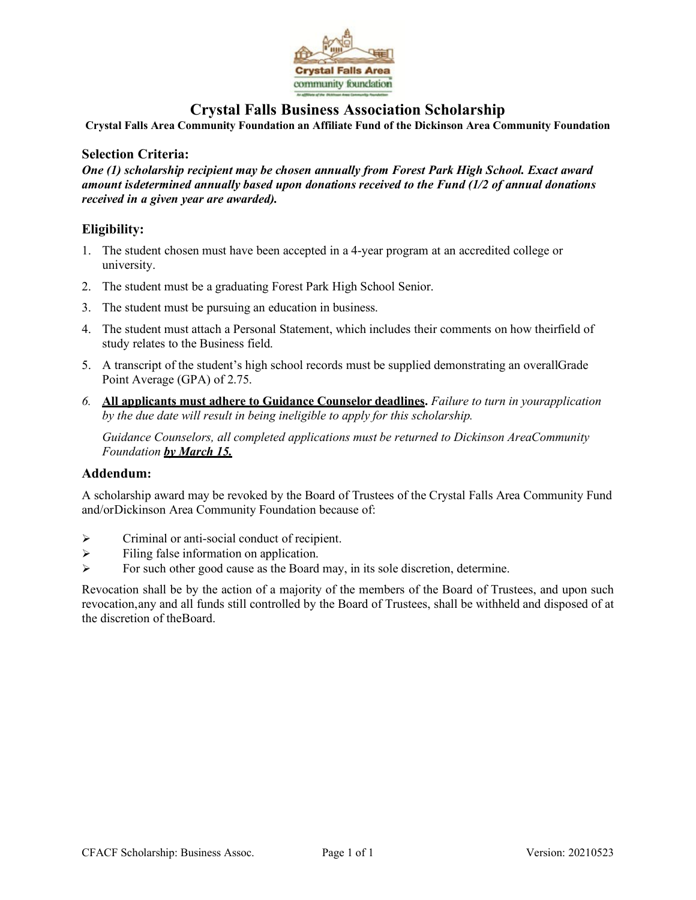# Crystal Falls Business Association Scholarship

**Crystal Falls Area Community Foundation an Affiliate Fund of the Dickinson Area Community Foundation**

## Selection Criteria:

***One (1) scholarship recipient may be chosen annually from Forest Park High School. Exact award amount isdetermined annually based upon donations received to the Fund (1/2 of annual donations received in a given year are awarded).***

## Eligibility:

1. The student chosen must have been accepted in a 4-year program at an accredited college or university.
2. The student must be a graduating Forest Park High School Senior.
3. The student must be pursuing an education in business.
4. The student must attach a Personal Statement, which includes their comments on how theirfield of study relates to the Business field.
5. A transcript of the student's high school records must be supplied demonstrating an overallGrade Point Average (GPA) of 2.75.
6. **All applicants must adhere to Guidance Counselor deadlines.** *Failure to turn in yourapplication by the due date will result in being ineligible to apply for this scholarship.*

   *Guidance Counselors, all completed applications must be returned to Dickinson AreaCommunity Foundation* ***by March 15.***

## Addendum:

A scholarship award may be revoked by the Board of Trustees of the Crystal Falls Area Community Fund and/orDickinson Area Community Foundation because of:

- Criminal or anti-social conduct of recipient.
- Filing false information on application.
- For such other good cause as the Board may, in its sole discretion, determine.

Revocation shall be by the action of a majority of the members of the Board of Trustees, and upon such revocation,any and all funds still controlled by the Board of Trustees, shall be withheld and disposed of at the discretion of theBoard.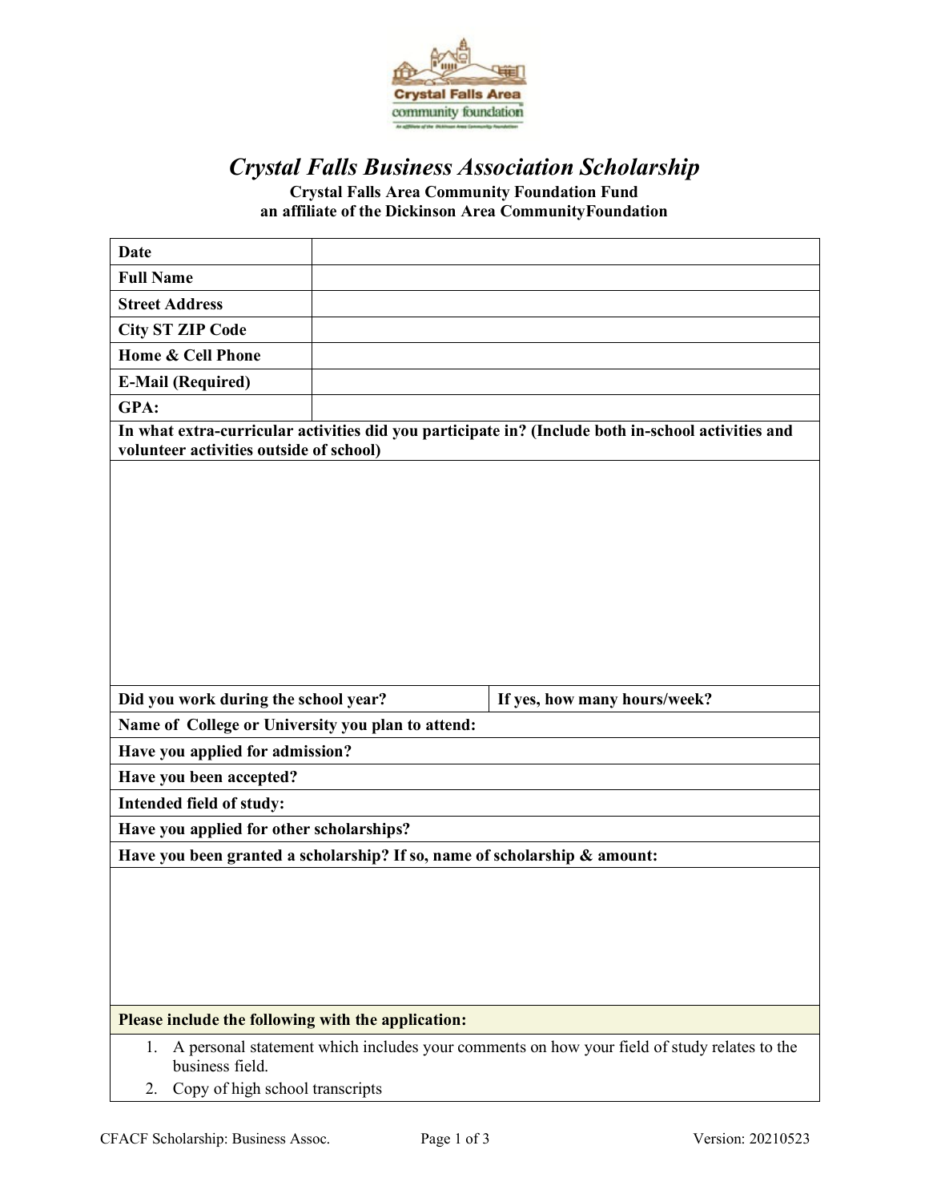# *Crystal Falls Business Association Scholarship*

**Crystal Falls Area Community Foundation Fund**
**an affiliate of the Dickinson Area CommunityFoundation**

| | |
|---|---|
| **Date** | |
| **Full Name** | |
| **Street Address** | |
| **City ST ZIP Code** | |
| **Home & Cell Phone** | |
| **E-Mail (Required)** | |
| **GPA:** | |

| |
|---|
| **In what extra-curricular activities did you participate in? (Include both in-school activities and volunteer activities outside of school)** |
| |

| | |
|---|---|
| **Did you work during the school year?** | **If yes, how many hours/week?** |

| |
|---|
| **Name of College or University you plan to attend:** |
| **Have you applied for admission?** |
| **Have you been accepted?** |
| **Intended field of study:** |
| **Have you applied for other scholarships?** |
| **Have you been granted a scholarship? If so, name of scholarship & amount:** |
| |

**Please include the following with the application:**

1. A personal statement which includes your comments on how your field of study relates to the business field.
2. Copy of high school transcripts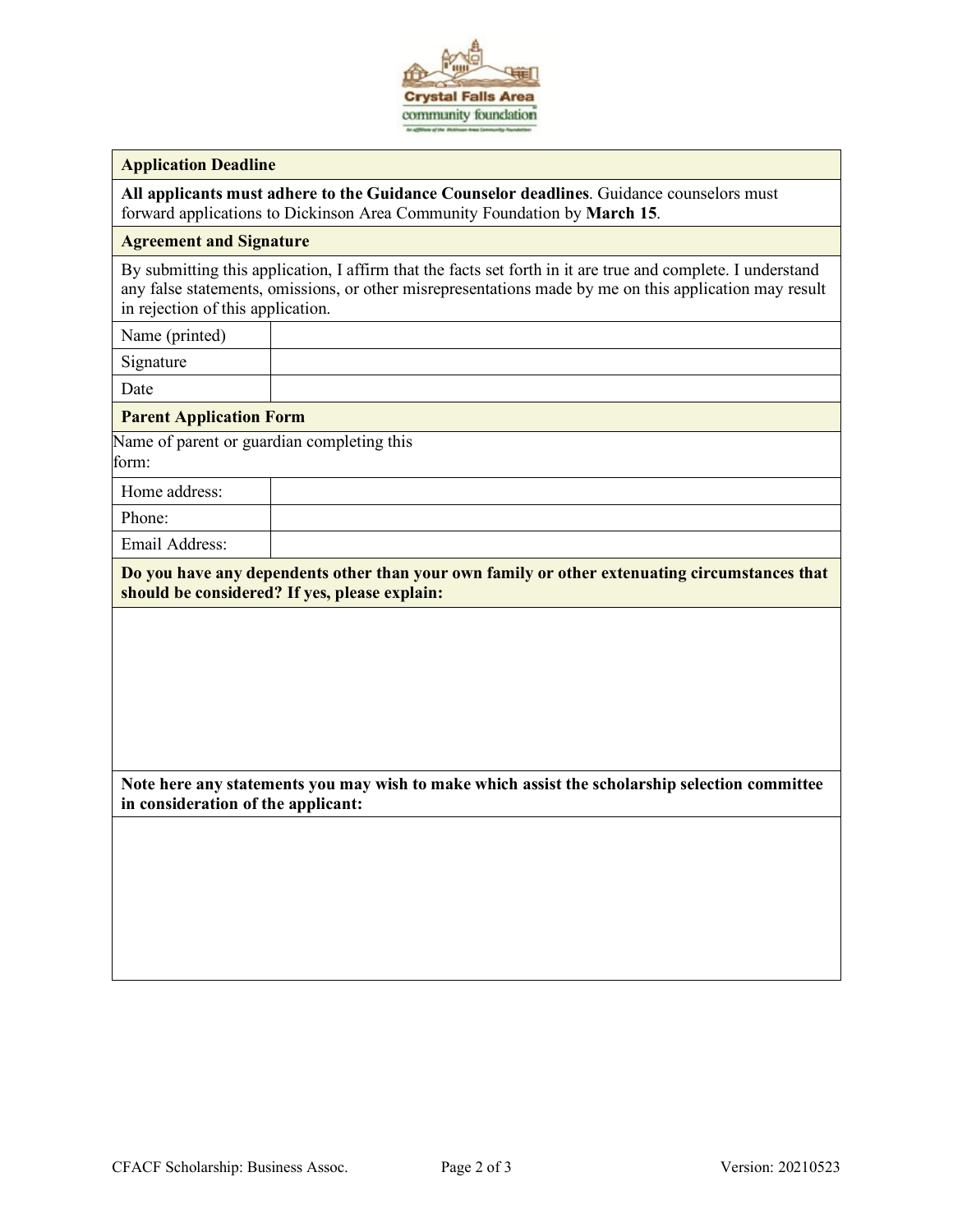| **Application Deadline** | |
|---|---|
| **All applicants must adhere to the Guidance Counselor deadlines**. Guidance counselors must forward applications to Dickinson Area Community Foundation by **March 15**. | |
| **Agreement and Signature** | |
| By submitting this application, I affirm that the facts set forth in it are true and complete. I understand any false statements, omissions, or other misrepresentations made by me on this application may result in rejection of this application. | |
| Name (printed) | |
| Signature | |
| Date | |
| **Parent Application Form** | |
| Name of parent or guardian completing this form: | |
| Home address: | |
| Phone: | |
| Email Address: | |
| **Do you have any dependents other than your own family or other extenuating circumstances that should be considered? If yes, please explain:** | |
| | |
| **Note here any statements you may wish to make which assist the scholarship selection committee in consideration of the applicant:** | |
| | |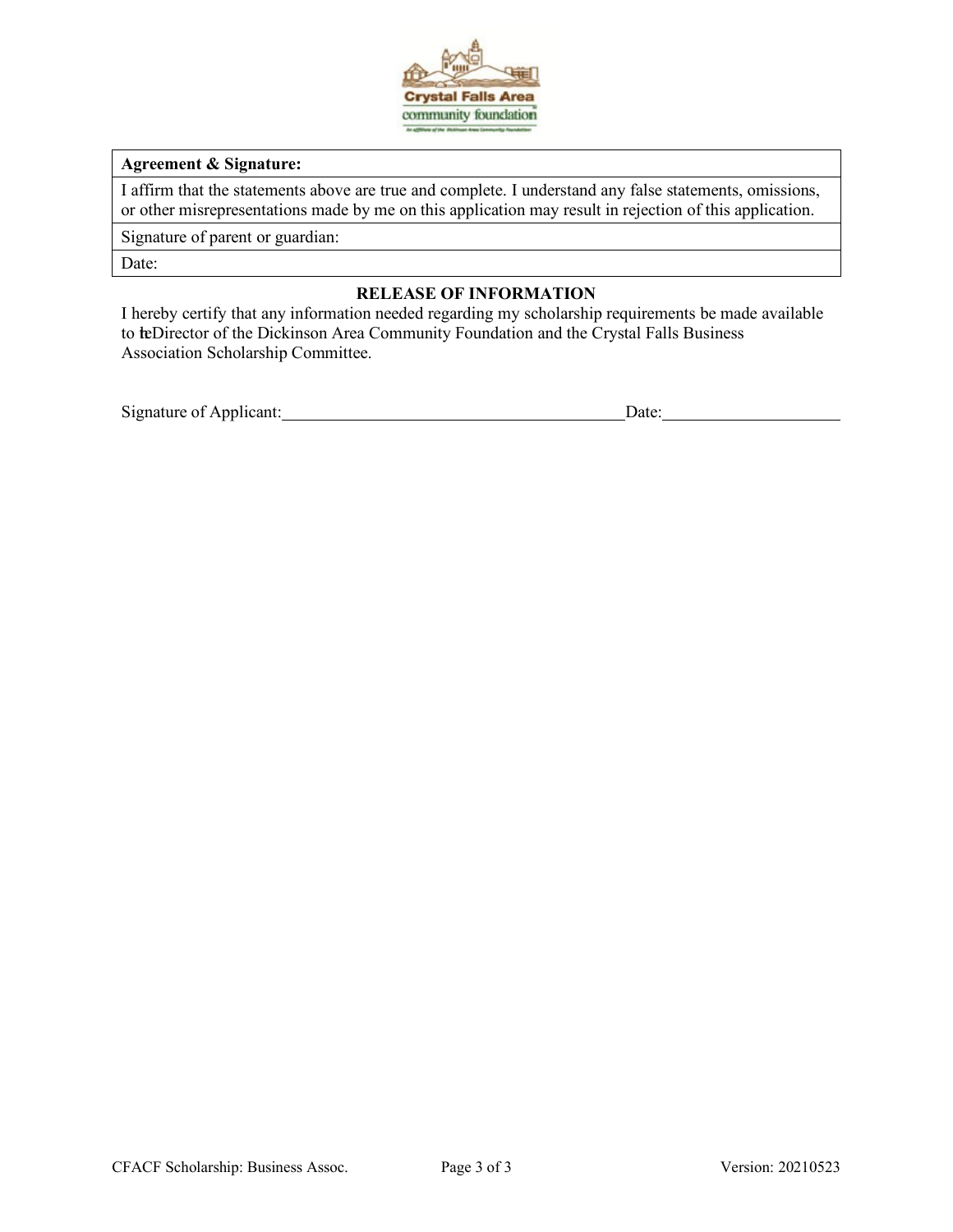| Agreement & Signature: |
|---|
| I affirm that the statements above are true and complete. I understand any false statements, omissions, or other misrepresentations made by me on this application may result in rejection of this application. |
| Signature of parent or guardian: |
| Date: |

**RELEASE OF INFORMATION**

I hereby certify that any information needed regarding my scholarship requirements be made available to the Director of the Dickinson Area Community Foundation and the Crystal Falls Business Association Scholarship Committee.

Signature of Applicant:\_\_\_\_\_\_\_\_\_\_\_\_\_\_\_\_\_\_\_\_\_\_\_\_\_\_\_\_\_\_\_\_\_\_\_\_\_\_\_\_ Date:\_\_\_\_\_\_\_\_\_\_\_\_\_\_\_\_\_\_\_\_\_\_